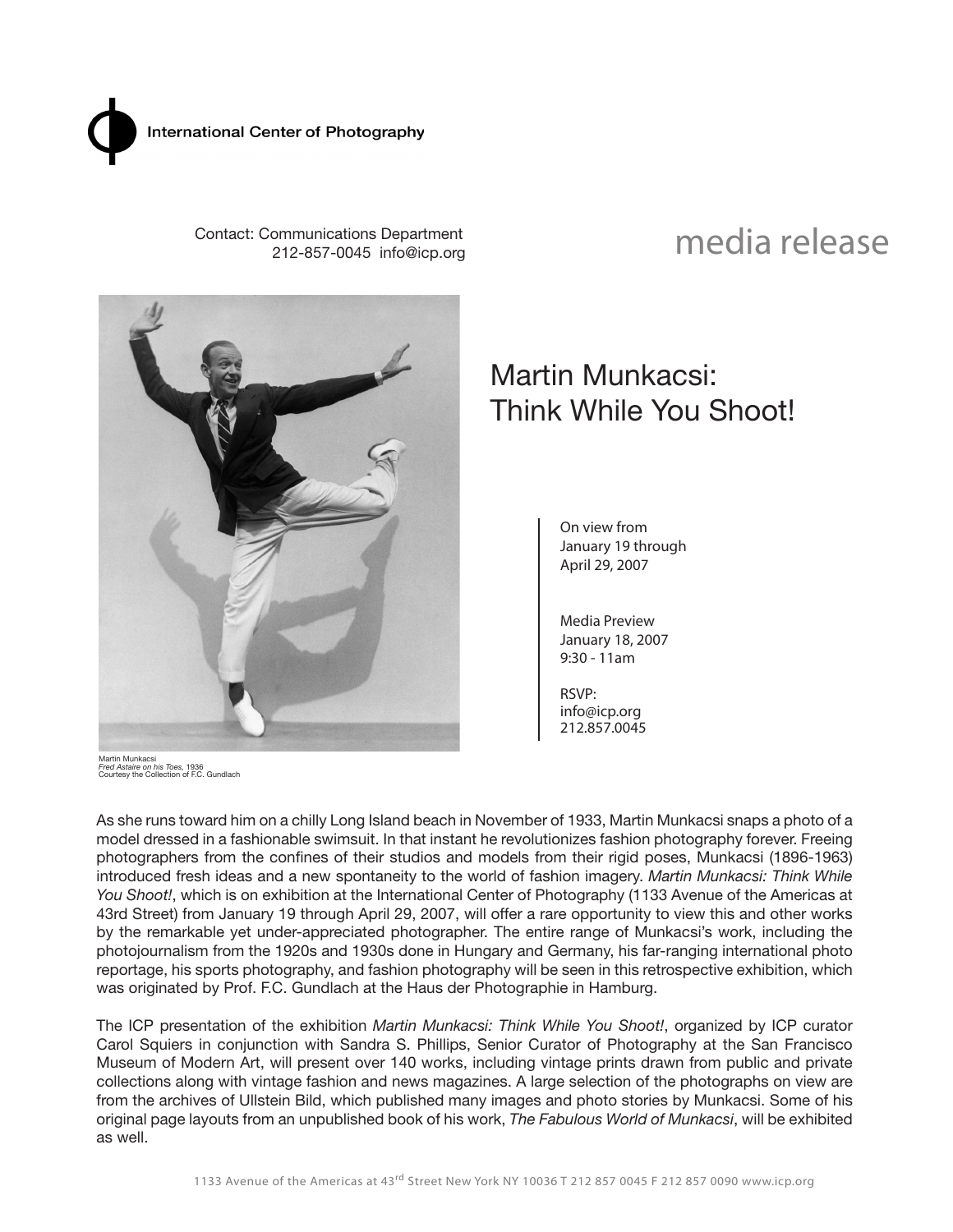International Center of Photography

Contact: Communications Department
212-857-0045 info@icp.org

media release

# Martin Munkacsi: Think While You Shoot!

On view from
January 19 through
April 29, 2007

Media Preview
January 18, 2007
9:30 - 11am

RSVP:
info@icp.org
212.857.0045

Martin Munkacsi
*Fred Astaire on his Toes*, 1936
Courtesy the Collection of F.C. Gundlach

As she runs toward him on a chilly Long Island beach in November of 1933, Martin Munkacsi snaps a photo of a model dressed in a fashionable swimsuit. In that instant he revolutionizes fashion photography forever. Freeing photographers from the confines of their studios and models from their rigid poses, Munkacsi (1896-1963) introduced fresh ideas and a new spontaneity to the world of fashion imagery. *Martin Munkacsi: Think While You Shoot!*, which is on exhibition at the International Center of Photography (1133 Avenue of the Americas at 43rd Street) from January 19 through April 29, 2007, will offer a rare opportunity to view this and other works by the remarkable yet under-appreciated photographer. The entire range of Munkacsi's work, including the photojournalism from the 1920s and 1930s done in Hungary and Germany, his far-ranging international photo reportage, his sports photography, and fashion photography will be seen in this retrospective exhibition, which was originated by Prof. F.C. Gundlach at the Haus der Photographie in Hamburg.

The ICP presentation of the exhibition *Martin Munkacsi: Think While You Shoot!*, organized by ICP curator Carol Squiers in conjunction with Sandra S. Phillips, Senior Curator of Photography at the San Francisco Museum of Modern Art, will present over 140 works, including vintage prints drawn from public and private collections along with vintage fashion and news magazines. A large selection of the photographs on view are from the archives of Ullstein Bild, which published many images and photo stories by Munkacsi. Some of his original page layouts from an unpublished book of his work, *The Fabulous World of Munkacsi*, will be exhibited as well.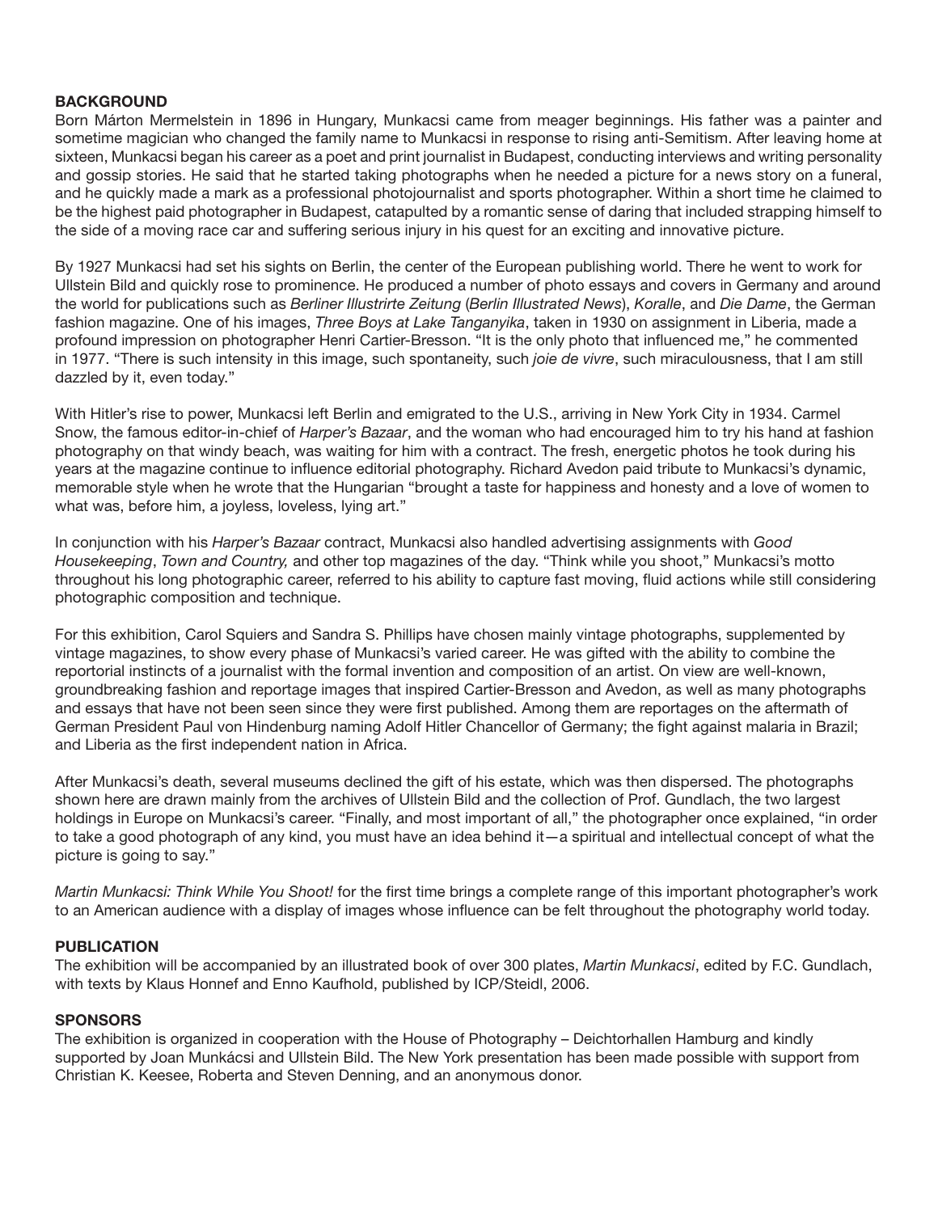## BACKGROUND

Born Márton Mermelstein in 1896 in Hungary, Munkacsi came from meager beginnings. His father was a painter and sometime magician who changed the family name to Munkacsi in response to rising anti-Semitism. After leaving home at sixteen, Munkacsi began his career as a poet and print journalist in Budapest, conducting interviews and writing personality and gossip stories. He said that he started taking photographs when he needed a picture for a news story on a funeral, and he quickly made a mark as a professional photojournalist and sports photographer. Within a short time he claimed to be the highest paid photographer in Budapest, catapulted by a romantic sense of daring that included strapping himself to the side of a moving race car and suffering serious injury in his quest for an exciting and innovative picture.

By 1927 Munkacsi had set his sights on Berlin, the center of the European publishing world. There he went to work for Ullstein Bild and quickly rose to prominence. He produced a number of photo essays and covers in Germany and around the world for publications such as *Berliner Illustrirte Zeitung* (*Berlin Illustrated News*), *Koralle*, and *Die Dame*, the German fashion magazine. One of his images, *Three Boys at Lake Tanganyika*, taken in 1930 on assignment in Liberia, made a profound impression on photographer Henri Cartier-Bresson. "It is the only photo that influenced me," he commented in 1977. "There is such intensity in this image, such spontaneity, such *joie de vivre*, such miraculousness, that I am still dazzled by it, even today."

With Hitler's rise to power, Munkacsi left Berlin and emigrated to the U.S., arriving in New York City in 1934. Carmel Snow, the famous editor-in-chief of *Harper's Bazaar*, and the woman who had encouraged him to try his hand at fashion photography on that windy beach, was waiting for him with a contract. The fresh, energetic photos he took during his years at the magazine continue to influence editorial photography. Richard Avedon paid tribute to Munkacsi's dynamic, memorable style when he wrote that the Hungarian "brought a taste for happiness and honesty and a love of women to what was, before him, a joyless, loveless, lying art."

In conjunction with his *Harper's Bazaar* contract, Munkacsi also handled advertising assignments with *Good Housekeeping*, *Town and Country,* and other top magazines of the day. "Think while you shoot," Munkacsi's motto throughout his long photographic career, referred to his ability to capture fast moving, fluid actions while still considering photographic composition and technique.

For this exhibition, Carol Squiers and Sandra S. Phillips have chosen mainly vintage photographs, supplemented by vintage magazines, to show every phase of Munkacsi's varied career. He was gifted with the ability to combine the reportorial instincts of a journalist with the formal invention and composition of an artist. On view are well-known, groundbreaking fashion and reportage images that inspired Cartier-Bresson and Avedon, as well as many photographs and essays that have not been seen since they were first published. Among them are reportages on the aftermath of German President Paul von Hindenburg naming Adolf Hitler Chancellor of Germany; the fight against malaria in Brazil; and Liberia as the first independent nation in Africa.

After Munkacsi's death, several museums declined the gift of his estate, which was then dispersed. The photographs shown here are drawn mainly from the archives of Ullstein Bild and the collection of Prof. Gundlach, the two largest holdings in Europe on Munkacsi's career. "Finally, and most important of all," the photographer once explained, "in order to take a good photograph of any kind, you must have an idea behind it—a spiritual and intellectual concept of what the picture is going to say."

*Martin Munkacsi: Think While You Shoot!* for the first time brings a complete range of this important photographer's work to an American audience with a display of images whose influence can be felt throughout the photography world today.

## PUBLICATION

The exhibition will be accompanied by an illustrated book of over 300 plates, *Martin Munkacsi*, edited by F.C. Gundlach, with texts by Klaus Honnef and Enno Kaufhold, published by ICP/Steidl, 2006.

## SPONSORS

The exhibition is organized in cooperation with the House of Photography – Deichtorhallen Hamburg and kindly supported by Joan Munkácsi and Ullstein Bild. The New York presentation has been made possible with support from Christian K. Keesee, Roberta and Steven Denning, and an anonymous donor.